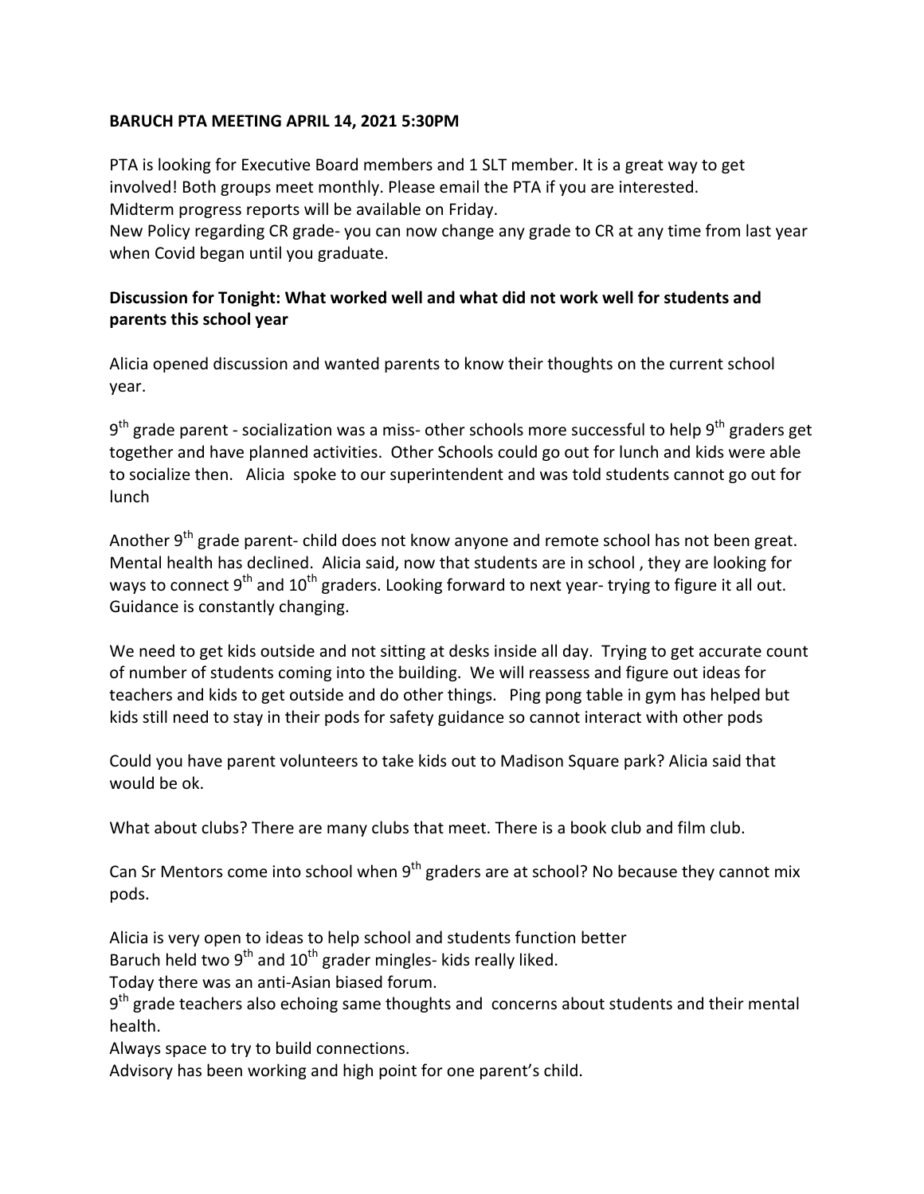**BARUCH PTA MEETING APRIL 14, 2021 5:30PM**

PTA is looking for Executive Board members and 1 SLT member. It is a great way to get involved! Both groups meet monthly. Please email the PTA if you are interested.
Midterm progress reports will be available on Friday.
New Policy regarding CR grade- you can now change any grade to CR at any time from last year when Covid began until you graduate.

**Discussion for Tonight: What worked well and what did not work well for students and parents this school year**

Alicia opened discussion and wanted parents to know their thoughts on the current school year.

9th grade parent - socialization was a miss- other schools more successful to help 9th graders get together and have planned activities. Other Schools could go out for lunch and kids were able to socialize then. Alicia spoke to our superintendent and was told students cannot go out for lunch

Another 9th grade parent- child does not know anyone and remote school has not been great. Mental health has declined. Alicia said, now that students are in school , they are looking for ways to connect 9th and 10th graders. Looking forward to next year- trying to figure it all out. Guidance is constantly changing.

We need to get kids outside and not sitting at desks inside all day. Trying to get accurate count of number of students coming into the building. We will reassess and figure out ideas for teachers and kids to get outside and do other things. Ping pong table in gym has helped but kids still need to stay in their pods for safety guidance so cannot interact with other pods

Could you have parent volunteers to take kids out to Madison Square park? Alicia said that would be ok.

What about clubs? There are many clubs that meet. There is a book club and film club.

Can Sr Mentors come into school when 9th graders are at school? No because they cannot mix pods.

Alicia is very open to ideas to help school and students function better
Baruch held two 9th and 10th grader mingles- kids really liked.
Today there was an anti-Asian biased forum.
9th grade teachers also echoing same thoughts and concerns about students and their mental health.
Always space to try to build connections.
Advisory has been working and high point for one parent's child.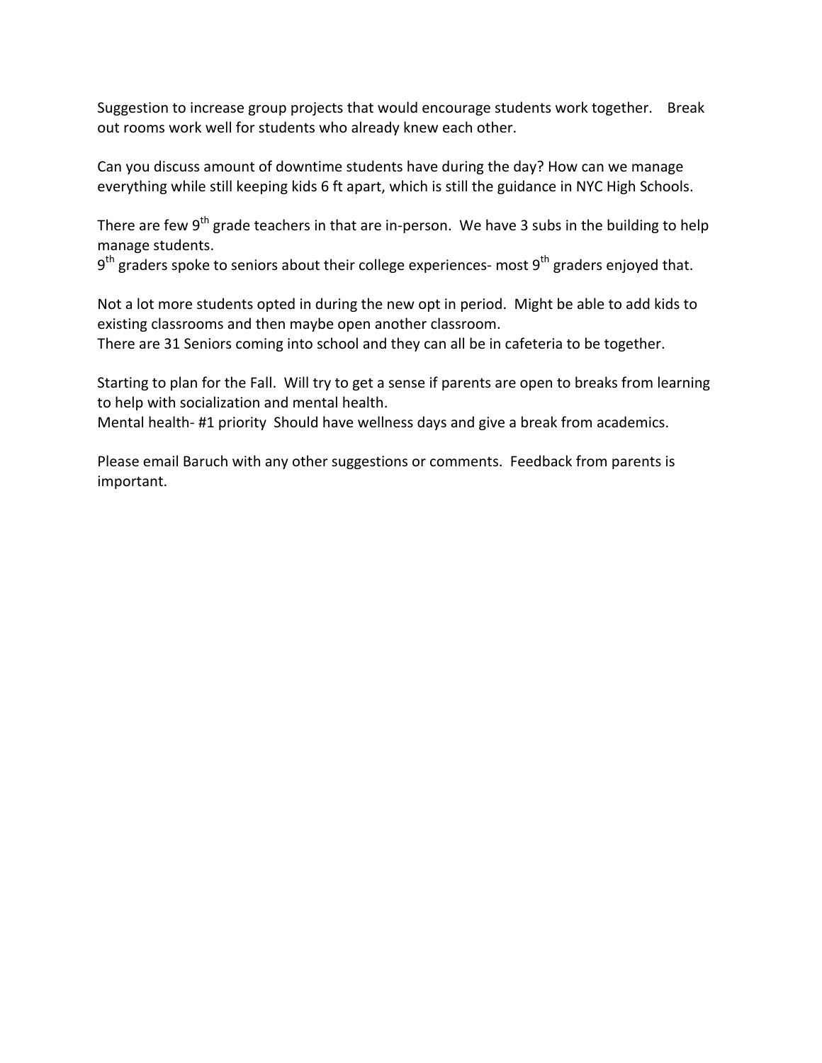Suggestion to increase group projects that would encourage students work together. Break out rooms work well for students who already knew each other.

Can you discuss amount of downtime students have during the day? How can we manage everything while still keeping kids 6 ft apart, which is still the guidance in NYC High Schools.

There are few 9th grade teachers in that are in-person. We have 3 subs in the building to help manage students.
9th graders spoke to seniors about their college experiences- most 9th graders enjoyed that.

Not a lot more students opted in during the new opt in period. Might be able to add kids to existing classrooms and then maybe open another classroom.
There are 31 Seniors coming into school and they can all be in cafeteria to be together.

Starting to plan for the Fall. Will try to get a sense if parents are open to breaks from learning to help with socialization and mental health.
Mental health- #1 priority Should have wellness days and give a break from academics.

Please email Baruch with any other suggestions or comments. Feedback from parents is important.